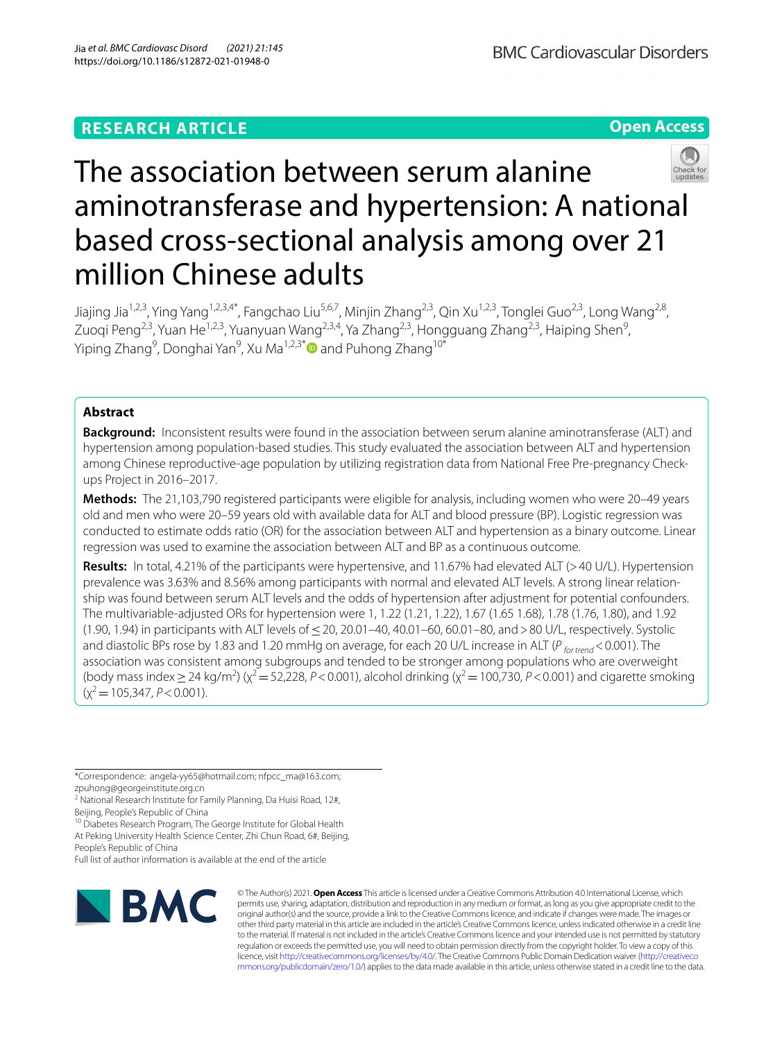RESEARCH ARTICLE

Open Access

# The association between serum alanine aminotransferase and hypertension: A national based cross-sectional analysis among over 21 million Chinese adults

Jiajing Jia[1,2,3], Ying Yang[1,2,3,4*], Fangchao Liu[5,6,7], Minjin Zhang[2,3], Qin Xu[1,2,3], Tonglei Guo[2,3], Long Wang[2,8], Zuoqi Peng[2,3], Yuan He[1,2,3], Yuanyuan Wang[2,3,4], Ya Zhang[2,3], Hongguang Zhang[2,3], Haiping Shen[9], Yiping Zhang[9], Donghai Yan[9], Xu Ma[1,2,3*] and Puhong Zhang[10*]

## Abstract

**Background:** Inconsistent results were found in the association between serum alanine aminotransferase (ALT) and hypertension among population-based studies. This study evaluated the association between ALT and hypertension among Chinese reproductive-age population by utilizing registration data from National Free Pre-pregnancy Check-ups Project in 2016–2017.

**Methods:** The 21,103,790 registered participants were eligible for analysis, including women who were 20–49 years old and men who were 20–59 years old with available data for ALT and blood pressure (BP). Logistic regression was conducted to estimate odds ratio (OR) for the association between ALT and hypertension as a binary outcome. Linear regression was used to examine the association between ALT and BP as a continuous outcome.

**Results:** In total, 4.21% of the participants were hypertensive, and 11.67% had elevated ALT (> 40 U/L). Hypertension prevalence was 3.63% and 8.56% among participants with normal and elevated ALT levels. A strong linear relationship was found between serum ALT levels and the odds of hypertension after adjustment for potential confounders. The multivariable-adjusted ORs for hypertension were 1, 1.22 (1.21, 1.22), 1.67 (1.65 1.68), 1.78 (1.76, 1.80), and 1.92 (1.90, 1.94) in participants with ALT levels of ≤ 20, 20.01–40, 40.01–60, 60.01–80, and > 80 U/L, respectively. Systolic and diastolic BPs rose by 1.83 and 1.20 mmHg on average, for each 20 U/L increase in ALT ($P_{for\ trend}$ < 0.001). The association was consistent among subgroups and tended to be stronger among populations who are overweight (body mass index ≥ 24 kg/m$^2$) ($\chi^2$ = 52,228, $P$ < 0.001), alcohol drinking ($\chi^2$ = 100,730, $P$ < 0.001) and cigarette smoking ($\chi^2$ = 105,347, $P$ < 0.001).

*Correspondence: angela-yy65@hotmail.com; nfpcc_ma@163.com; zpuhong@georgeinstitute.org.cn
[2] National Research Institute for Family Planning, Da Huisi Road, 12#, Beijing, People's Republic of China
[10] Diabetes Research Program, The George Institute for Global Health At Peking University Health Science Center, Zhi Chun Road, 6#, Beijing, People's Republic of China
Full list of author information is available at the end of the article

© The Author(s) 2021. **Open Access** This article is licensed under a Creative Commons Attribution 4.0 International License, which permits use, sharing, adaptation, distribution and reproduction in any medium or format, as long as you give appropriate credit to the original author(s) and the source, provide a link to the Creative Commons licence, and indicate if changes were made. The images or other third party material in this article are included in the article's Creative Commons licence, unless indicated otherwise in a credit line to the material. If material is not included in the article's Creative Commons licence and your intended use is not permitted by statutory regulation or exceeds the permitted use, you will need to obtain permission directly from the copyright holder. To view a copy of this licence, visit http://creativecommons.org/licenses/by/4.0/. The Creative Commons Public Domain Dedication waiver (http://creativecommons.org/publicdomain/zero/1.0/) applies to the data made available in this article, unless otherwise stated in a credit line to the data.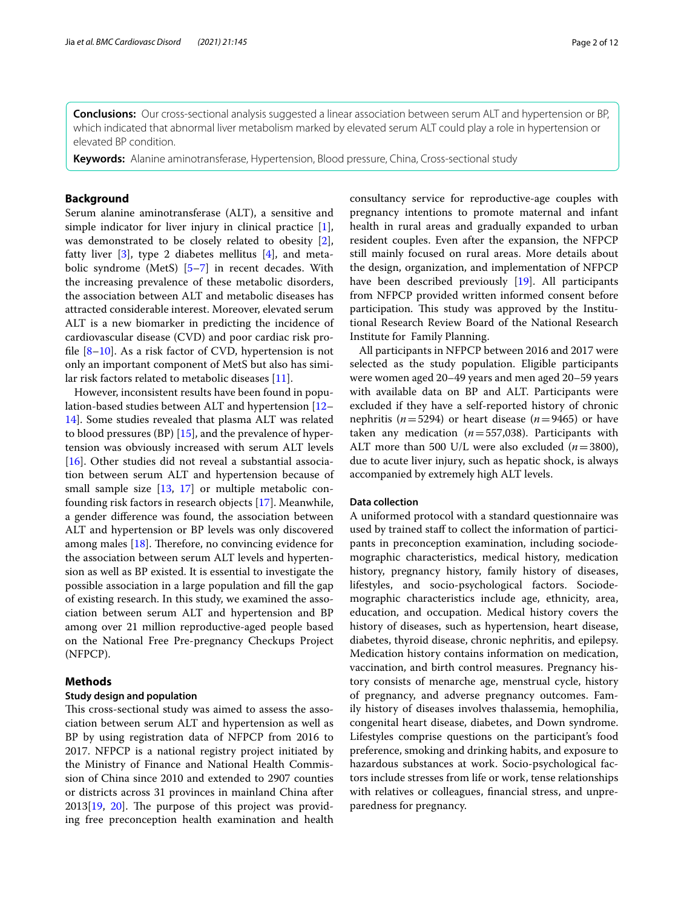**Conclusions:** Our cross-sectional analysis suggested a linear association between serum ALT and hypertension or BP, which indicated that abnormal liver metabolism marked by elevated serum ALT could play a role in hypertension or elevated BP condition.

**Keywords:** Alanine aminotransferase, Hypertension, Blood pressure, China, Cross-sectional study

## Background

Serum alanine aminotransferase (ALT), a sensitive and simple indicator for liver injury in clinical practice [1], was demonstrated to be closely related to obesity [2], fatty liver [3], type 2 diabetes mellitus [4], and metabolic syndrome (MetS) [5–7] in recent decades. With the increasing prevalence of these metabolic disorders, the association between ALT and metabolic diseases has attracted considerable interest. Moreover, elevated serum ALT is a new biomarker in predicting the incidence of cardiovascular disease (CVD) and poor cardiac risk profile [8–10]. As a risk factor of CVD, hypertension is not only an important component of MetS but also has similar risk factors related to metabolic diseases [11].

However, inconsistent results have been found in population-based studies between ALT and hypertension [12–14]. Some studies revealed that plasma ALT was related to blood pressures (BP) [15], and the prevalence of hypertension was obviously increased with serum ALT levels [16]. Other studies did not reveal a substantial association between serum ALT and hypertension because of small sample size [13, 17] or multiple metabolic confounding risk factors in research objects [17]. Meanwhile, a gender difference was found, the association between ALT and hypertension or BP levels was only discovered among males [18]. Therefore, no convincing evidence for the association between serum ALT levels and hypertension as well as BP existed. It is essential to investigate the possible association in a large population and fill the gap of existing research. In this study, we examined the association between serum ALT and hypertension and BP among over 21 million reproductive-aged people based on the National Free Pre-pregnancy Checkups Project (NFPCP).

## Methods

### Study design and population

This cross-sectional study was aimed to assess the association between serum ALT and hypertension as well as BP by using registration data of NFPCP from 2016 to 2017. NFPCP is a national registry project initiated by the Ministry of Finance and National Health Commission of China since 2010 and extended to 2907 counties or districts across 31 provinces in mainland China after 2013[19, 20]. The purpose of this project was providing free preconception health examination and health consultancy service for reproductive-age couples with pregnancy intentions to promote maternal and infant health in rural areas and gradually expanded to urban resident couples. Even after the expansion, the NFPCP still mainly focused on rural areas. More details about the design, organization, and implementation of NFPCP have been described previously [19]. All participants from NFPCP provided written informed consent before participation. This study was approved by the Institutional Research Review Board of the National Research Institute for Family Planning.

All participants in NFPCP between 2016 and 2017 were selected as the study population. Eligible participants were women aged 20–49 years and men aged 20–59 years with available data on BP and ALT. Participants were excluded if they have a self-reported history of chronic nephritis ($n=5294$) or heart disease ($n=9465$) or have taken any medication ($n=557{,}038$). Participants with ALT more than 500 U/L were also excluded ($n=3800$), due to acute liver injury, such as hepatic shock, is always accompanied by extremely high ALT levels.

### Data collection

A uniformed protocol with a standard questionnaire was used by trained staff to collect the information of participants in preconception examination, including sociodemographic characteristics, medical history, medication history, pregnancy history, family history of diseases, lifestyles, and socio-psychological factors. Sociodemographic characteristics include age, ethnicity, area, education, and occupation. Medical history covers the history of diseases, such as hypertension, heart disease, diabetes, thyroid disease, chronic nephritis, and epilepsy. Medication history contains information on medication, vaccination, and birth control measures. Pregnancy history consists of menarche age, menstrual cycle, history of pregnancy, and adverse pregnancy outcomes. Family history of diseases involves thalassemia, hemophilia, congenital heart disease, diabetes, and Down syndrome. Lifestyles comprise questions on the participant's food preference, smoking and drinking habits, and exposure to hazardous substances at work. Socio-psychological factors include stresses from life or work, tense relationships with relatives or colleagues, financial stress, and unpreparedness for pregnancy.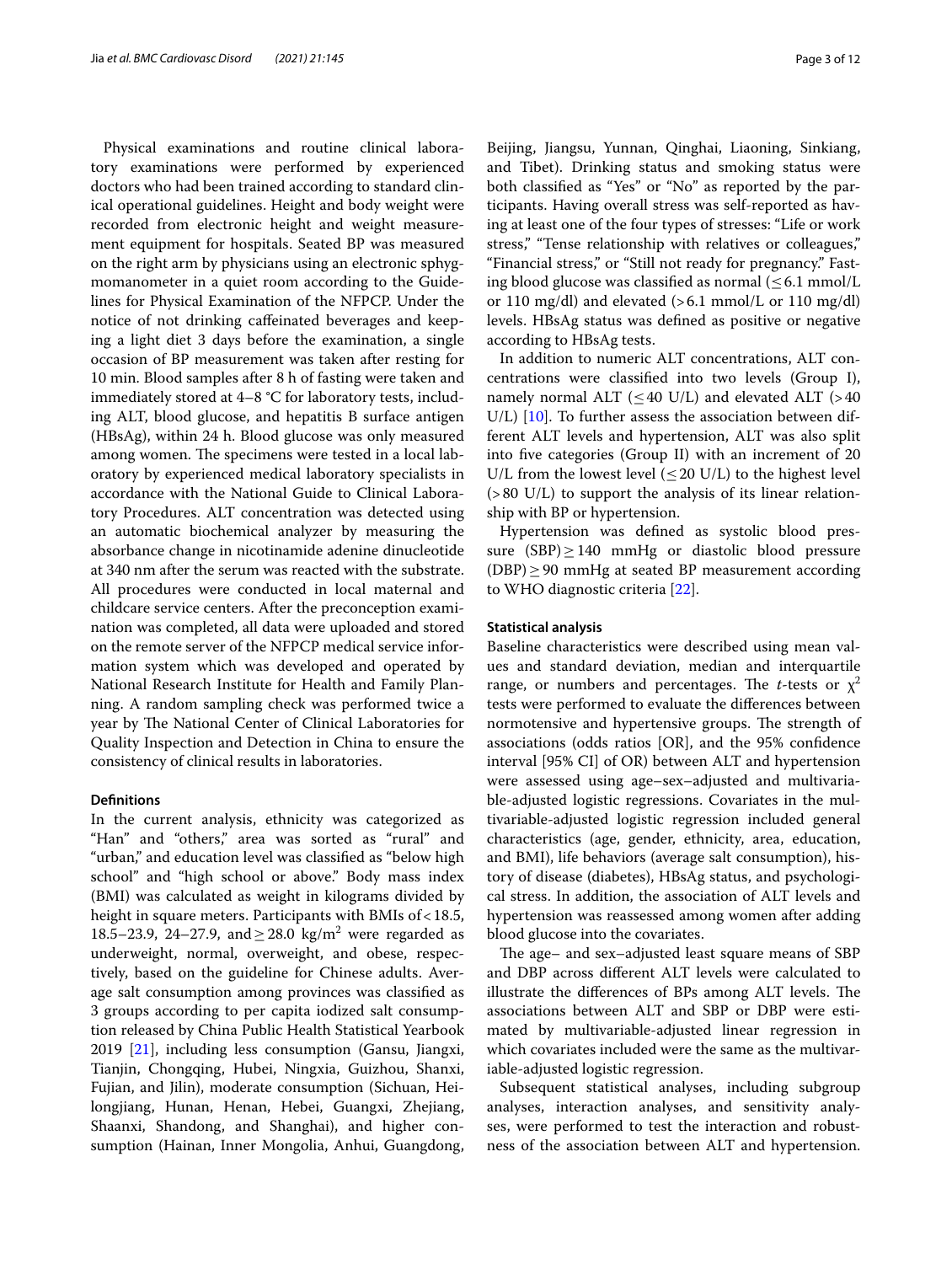Physical examinations and routine clinical laboratory examinations were performed by experienced doctors who had been trained according to standard clinical operational guidelines. Height and body weight were recorded from electronic height and weight measurement equipment for hospitals. Seated BP was measured on the right arm by physicians using an electronic sphygmomanometer in a quiet room according to the Guidelines for Physical Examination of the NFPCP. Under the notice of not drinking caffeinated beverages and keeping a light diet 3 days before the examination, a single occasion of BP measurement was taken after resting for 10 min. Blood samples after 8 h of fasting were taken and immediately stored at 4–8 °C for laboratory tests, including ALT, blood glucose, and hepatitis B surface antigen (HBsAg), within 24 h. Blood glucose was only measured among women. The specimens were tested in a local laboratory by experienced medical laboratory specialists in accordance with the National Guide to Clinical Laboratory Procedures. ALT concentration was detected using an automatic biochemical analyzer by measuring the absorbance change in nicotinamide adenine dinucleotide at 340 nm after the serum was reacted with the substrate. All procedures were conducted in local maternal and childcare service centers. After the preconception examination was completed, all data were uploaded and stored on the remote server of the NFPCP medical service information system which was developed and operated by National Research Institute for Health and Family Planning. A random sampling check was performed twice a year by The National Center of Clinical Laboratories for Quality Inspection and Detection in China to ensure the consistency of clinical results in laboratories.

### Definitions

In the current analysis, ethnicity was categorized as "Han" and "others," area was sorted as "rural" and "urban," and education level was classified as "below high school" and "high school or above." Body mass index (BMI) was calculated as weight in kilograms divided by height in square meters. Participants with BMIs of < 18.5, 18.5–23.9, 24–27.9, and ≥ 28.0 kg/$m^2$ were regarded as underweight, normal, overweight, and obese, respectively, based on the guideline for Chinese adults. Average salt consumption among provinces was classified as 3 groups according to per capita iodized salt consumption released by China Public Health Statistical Yearbook 2019 [21], including less consumption (Gansu, Jiangxi, Tianjin, Chongqing, Hubei, Ningxia, Guizhou, Shanxi, Fujian, and Jilin), moderate consumption (Sichuan, Heilongjiang, Hunan, Henan, Hebei, Guangxi, Zhejiang, Shaanxi, Shandong, and Shanghai), and higher consumption (Hainan, Inner Mongolia, Anhui, Guangdong, Beijing, Jiangsu, Yunnan, Qinghai, Liaoning, Sinkiang, and Tibet). Drinking status and smoking status were both classified as "Yes" or "No" as reported by the participants. Having overall stress was self-reported as having at least one of the four types of stresses: "Life or work stress," "Tense relationship with relatives or colleagues," "Financial stress," or "Still not ready for pregnancy." Fasting blood glucose was classified as normal (≤ 6.1 mmol/L or 110 mg/dl) and elevated (> 6.1 mmol/L or 110 mg/dl) levels. HBsAg status was defined as positive or negative according to HBsAg tests.

In addition to numeric ALT concentrations, ALT concentrations were classified into two levels (Group I), namely normal ALT (≤ 40 U/L) and elevated ALT (> 40 U/L) [10]. To further assess the association between different ALT levels and hypertension, ALT was also split into five categories (Group II) with an increment of 20 U/L from the lowest level (≤ 20 U/L) to the highest level (> 80 U/L) to support the analysis of its linear relationship with BP or hypertension.

Hypertension was defined as systolic blood pressure (SBP) ≥ 140 mmHg or diastolic blood pressure (DBP) ≥ 90 mmHg at seated BP measurement according to WHO diagnostic criteria [22].

### Statistical analysis

Baseline characteristics were described using mean values and standard deviation, median and interquartile range, or numbers and percentages. The *t*-tests or $\chi^2$ tests were performed to evaluate the differences between normotensive and hypertensive groups. The strength of associations (odds ratios [OR], and the 95% confidence interval [95% CI] of OR) between ALT and hypertension were assessed using age–sex–adjusted and multivariable-adjusted logistic regressions. Covariates in the multivariable-adjusted logistic regression included general characteristics (age, gender, ethnicity, area, education, and BMI), life behaviors (average salt consumption), history of disease (diabetes), HBsAg status, and psychological stress. In addition, the association of ALT levels and hypertension was reassessed among women after adding blood glucose into the covariates.

The age– and sex–adjusted least square means of SBP and DBP across different ALT levels were calculated to illustrate the differences of BPs among ALT levels. The associations between ALT and SBP or DBP were estimated by multivariable-adjusted linear regression in which covariates included were the same as the multivariable-adjusted logistic regression.

Subsequent statistical analyses, including subgroup analyses, interaction analyses, and sensitivity analyses, were performed to test the interaction and robustness of the association between ALT and hypertension.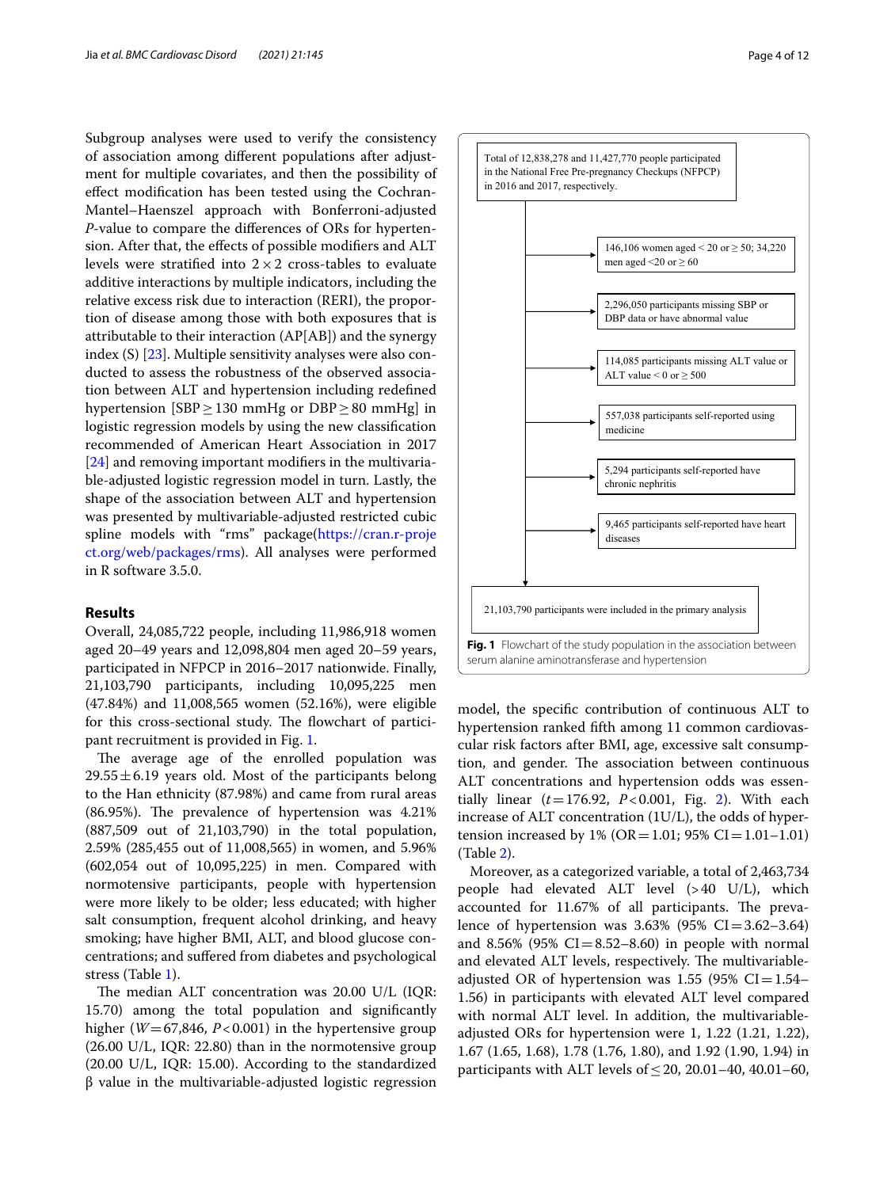Subgroup analyses were used to verify the consistency of association among different populations after adjustment for multiple covariates, and then the possibility of effect modification has been tested using the Cochran-Mantel–Haenszel approach with Bonferroni-adjusted *P*-value to compare the differences of ORs for hypertension. After that, the effects of possible modifiers and ALT levels were stratified into $2 \times 2$ cross-tables to evaluate additive interactions by multiple indicators, including the relative excess risk due to interaction (RERI), the proportion of disease among those with both exposures that is attributable to their interaction (AP[AB]) and the synergy index (S) [23]. Multiple sensitivity analyses were also conducted to assess the robustness of the observed association between ALT and hypertension including redefined hypertension [SBP ≥ 130 mmHg or DBP ≥ 80 mmHg] in logistic regression models by using the new classification recommended of American Heart Association in 2017 [24] and removing important modifiers in the multivariable-adjusted logistic regression model in turn. Lastly, the shape of the association between ALT and hypertension was presented by multivariable-adjusted restricted cubic spline models with "rms" package(https://cran.r-project.org/web/packages/rms). All analyses were performed in R software 3.5.0.

## Results

Overall, 24,085,722 people, including 11,986,918 women aged 20–49 years and 12,098,804 men aged 20–59 years, participated in NFPCP in 2016–2017 nationwide. Finally, 21,103,790 participants, including 10,095,225 men (47.84%) and 11,008,565 women (52.16%), were eligible for this cross-sectional study. The flowchart of participant recruitment is provided in Fig. 1.

The average age of the enrolled population was 29.55 ± 6.19 years old. Most of the participants belong to the Han ethnicity (87.98%) and came from rural areas (86.95%). The prevalence of hypertension was 4.21% (887,509 out of 21,103,790) in the total population, 2.59% (285,455 out of 11,008,565) in women, and 5.96% (602,054 out of 10,095,225) in men. Compared with normotensive participants, people with hypertension were more likely to be older; less educated; with higher salt consumption, frequent alcohol drinking, and heavy smoking; have higher BMI, ALT, and blood glucose concentrations; and suffered from diabetes and psychological stress (Table 1).

The median ALT concentration was 20.00 U/L (IQR: 15.70) among the total population and significantly higher ($W = 67{,}846$, $P < 0.001$) in the hypertensive group (26.00 U/L, IQR: 22.80) than in the normotensive group (20.00 U/L, IQR: 15.00). According to the standardized β value in the multivariable-adjusted logistic regression model, the specific contribution of continuous ALT to hypertension ranked fifth among 11 common cardiovascular risk factors after BMI, age, excessive salt consumption, and gender. The association between continuous ALT concentrations and hypertension odds was essentially linear ($t = 176.92$, $P < 0.001$, Fig. 2). With each increase of ALT concentration (1U/L), the odds of hypertension increased by 1% (OR = 1.01; 95% CI = 1.01–1.01) (Table 2).

Moreover, as a categorized variable, a total of 2,463,734 people had elevated ALT level (>40 U/L), which accounted for 11.67% of all participants. The prevalence of hypertension was 3.63% (95% CI = 3.62–3.64) and 8.56% (95% CI = 8.52–8.60) in people with normal and elevated ALT levels, respectively. The multivariable-adjusted OR of hypertension was 1.55 (95% CI = 1.54–1.56) in participants with elevated ALT level compared with normal ALT level. In addition, the multivariable-adjusted ORs for hypertension were 1, 1.22 (1.21, 1.22), 1.67 (1.65, 1.68), 1.78 (1.76, 1.80), and 1.92 (1.90, 1.94) in participants with ALT levels of ≤ 20, 20.01–40, 40.01–60,

Total of 12,838,278 and 11,427,770 people participated in the National Free Pre-pregnancy Checkups (NFPCP) in 2016 and 2017, respectively.

→ 146,106 women aged < 20 or ≥ 50; 34,220 men aged <20 or ≥ 60

→ 2,296,050 participants missing SBP or DBP data or have abnormal value

→ 114,085 participants missing ALT value or ALT value < 0 or ≥ 500

→ 557,038 participants self-reported using medicine

→ 5,294 participants self-reported have chronic nephritis

→ 9,465 participants self-reported have heart diseases

21,103,790 participants were included in the primary analysis

**Fig. 1** Flowchart of the study population in the association between serum alanine aminotransferase and hypertension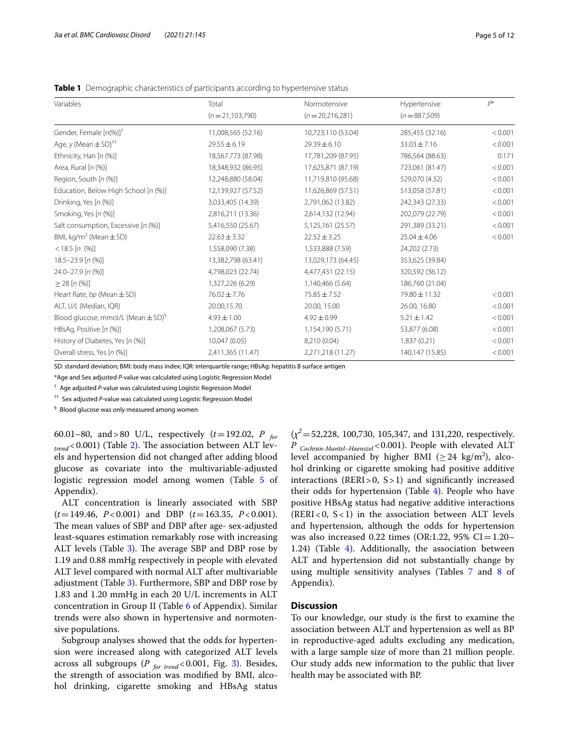**Table 1** Demographic characteristics of participants according to hypertensive status

| Variables | Total ($n=21{,}103{,}790$) | Normotensive ($n=20{,}216{,}281$) | Hypertensive ($n=887{,}509$) | $P$* |
|---|---|---|---|---|
| Gender, Female [n(%)][†] | 11,008,565 (52.16) | 10,723,110 (53.04) | 285,455 (32.16) | < 0.001 |
| Age, y (Mean ± SD)[††] | 29.55 ± 6.19 | 29.39 ± 6.10 | 33.03 ± 7.16 | < 0.001 |
| Ethnicity, Han [n (%)] | 18,567,773 (87.98) | 17,781,209 (87.95) | 786,564 (88.63) | 0.171 |
| Area, Rural [n (%)] | 18,348,932 (86.95) | 17,625,871 (87.19) | 723,061 (81.47) | < 0.001 |
| Region, South [n (%)] | 12,248,880 (58.04) | 11,719,810 (95.68) | 529,070 (4.32) | < 0.001 |
| Education, Below High School [n (%)] | 12,139,927 (57.52) | 11,626,869 (57.51) | 513,058 (57.81) | < 0.001 |
| Drinking, Yes [n (%)] | 3,033,405 (14.39) | 2,791,062 (13.82) | 242,343 (27.33) | < 0.001 |
| Smoking, Yes [n (%)] | 2,816,211 (13.36) | 2,614,132 (12.94) | 202,079 (22.79) | < 0.001 |
| Salt consumption, Excessive [n (%)] | 5,416,550 (25.67) | 5,125,161 (25.57) | 291,389 (33.21) | < 0.001 |
| BMI, kg/m$^2$ (Mean ± SD) | 22.63 ± 3.32 | 22.52 ± 3.25 | 25.04 ± 4.06 | < 0.001 |
| < 18.5 [n (%)] | 1,558,090 (7.38) | 1,533,888 (7.59) | 24,202 (2.73) | |
| 18.5–23.9 [n (%)] | 13,382,798 (63.41) | 13,029,173 (64.45) | 353,625 (39.84) | |
| 24.0–27.9 [n (%)] | 4,798,023 (22.74) | 4,477,431 (22.15) | 320,592 (36.12) | |
| ≥ 28 [n (%)] | 1,327,226 (6.29) | 1,140,466 (5.64) | 186,760 (21.04) | |
| Heart Rate, bp (Mean ± SD) | 76.02 ± 7.76 | 75.85 ± 7.52 | 79.80 ± 11.32 | < 0.001 |
| ALT, U/L (Median, IQR) | 20.00,15.70 | 20.00, 15.00 | 26.00, 16.80 | < 0.001 |
| Blood glucose, mmol/L (Mean ± SD)[§] | 4.93 ± 1.00 | 4.92 ± 0.99 | 5.21 ± 1.42 | < 0.001 |
| HBsAg, Positive [n (%)] | 1,208,067 (5.73) | 1,154,190 (5.71) | 53,877 (6.08) | < 0.001 |
| History of Diabetes, Yes [n (%)] | 10,047 (0.05) | 8,210 (0.04) | 1,837 (0.21) | < 0.001 |
| Overall stress, Yes [n (%)] | 2,411,365 (11.47) | 2,271,218 (11.27) | 140,147 (15.85) | < 0.001 |

SD: standard deviation; BMI: body mass index; IQR: interquartile range; HBsAg: hepatitis B surface antigen

*Age and Sex adjusted P-value was calculated using Logistic Regression Model

[†] Age adjusted P-value was calculated using Logistic Regression Model

[††] Sex adjusted P-value was calculated using Logistic Regression Model

[§] Blood glucose was only measured among women

60.01–80, and > 80 U/L, respectively ($t=192.02$, $P_{for\ trend}<0.001$) (Table 2). The association between ALT levels and hypertension did not changed after adding blood glucose as covariate into the multivariable-adjusted logistic regression model among women (Table 5 of Appendix).

ALT concentration is linearly associated with SBP ($t=149.46$, $P<0.001$) and DBP ($t=163.35$, $P<0.001$). The mean values of SBP and DBP after age- sex-adjusted least-squares estimation remarkably rose with increasing ALT levels (Table 3). The average SBP and DBP rose by 1.19 and 0.88 mmHg respectively in people with elevated ALT level compared with normal ALT after multivariable adjustment (Table 3). Furthermore, SBP and DBP rose by 1.83 and 1.20 mmHg in each 20 U/L increments in ALT concentration in Group II (Table 6 of Appendix). Similar trends were also shown in hypertensive and normotensive populations.

Subgroup analyses showed that the odds for hypertension were increased along with categorized ALT levels across all subgroups ($P_{for\ trend}<0.001$, Fig. 3). Besides, the strength of association was modified by BMI, alcohol drinking, cigarette smoking and HBsAg status ($\chi^2=52{,}228$, 100,730, 105,347, and 131,220, respectively. $P_{Cochran\text{-}Mantel\text{-}Haenszel}<0.001$). People with elevated ALT level accompanied by higher BMI ($\geq 24$ kg/m$^2$), alcohol drinking or cigarette smoking had positive additive interactions (RERI > 0, S > 1) and significantly increased their odds for hypertension (Table 4). People who have positive HBsAg status had negative additive interactions (RERI < 0, S < 1) in the association between ALT levels and hypertension, although the odds for hypertension was also increased 0.22 times (OR:1.22, 95% CI = 1.20–1.24) (Table 4). Additionally, the association between ALT and hypertension did not substantially change by using multiple sensitivity analyses (Tables 7 and 8 of Appendix).

## Discussion

To our knowledge, our study is the first to examine the association between ALT and hypertension as well as BP in reproductive-aged adults excluding any medication, with a large sample size of more than 21 million people. Our study adds new information to the public that liver health may be associated with BP.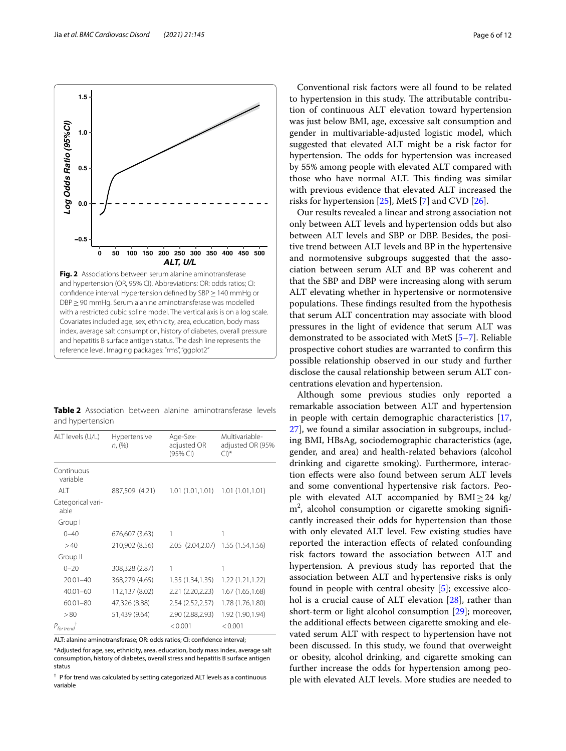**Fig. 2** Associations between serum alanine aminotransferase and hypertension (OR, 95% CI). Abbreviations: OR: odds ratios; CI: confidence interval. Hypertension defined by SBP ≥ 140 mmHg or DBP ≥ 90 mmHg. Serum alanine aminotransferase was modelled with a restricted cubic spline model. The vertical axis is on a log scale. Covariates included age, sex, ethnicity, area, education, body mass index, average salt consumption, history of diabetes, overall pressure and hepatitis B surface antigen status. The dash line represents the reference level. Imaging packages: "rms", "ggplot2"

**Table 2** Association between alanine aminotransferase levels and hypertension

| ALT levels (U/L) | Hypertensive n, (%) | Age-Sex-adjusted OR (95% CI) | Multivariable-adjusted OR (95% CI)* |
|---|---|---|---|
| Continuous variable | | | |
| ALT | 887,509 (4.21) | 1.01 (1.01,1.01) | 1.01 (1.01,1.01) |
| Categorical variable | | | |
| Group I | | | |
| 0–40 | 676,607 (3.63) | 1 | 1 |
| > 40 | 210,902 (8.56) | 2.05 (2.04,2.07) | 1.55 (1.54,1.56) |
| Group II | | | |
| 0–20 | 308,328 (2.87) | 1 | 1 |
| 20.01–40 | 368,279 (4.65) | 1.35 (1.34,1.35) | 1.22 (1.21,1.22) |
| 40.01–60 | 112,137 (8.02) | 2.21 (2.20,2.23) | 1.67 (1.65,1.68) |
| 60.01–80 | 47,326 (8.88) | 2.54 (2.52,2.57) | 1.78 (1.76,1.80) |
| > 80 | 51,439 (9.64) | 2.90 (2.88,2.93) | 1.92 (1.90,1.94) |
| $P_{for\ trend}$ † | | < 0.001 | < 0.001 |

ALT: alanine aminotransferase; OR: odds ratios; CI: confidence interval;

*Adjusted for age, sex, ethnicity, area, education, body mass index, average salt consumption, history of diabetes, overall stress and hepatitis B surface antigen status

† P for trend was calculated by setting categorized ALT levels as a continuous variable

Conventional risk factors were all found to be related to hypertension in this study. The attributable contribution of continuous ALT elevation toward hypertension was just below BMI, age, excessive salt consumption and gender in multivariable-adjusted logistic model, which suggested that elevated ALT might be a risk factor for hypertension. The odds for hypertension was increased by 55% among people with elevated ALT compared with those who have normal ALT. This finding was similar with previous evidence that elevated ALT increased the risks for hypertension [25], MetS [7] and CVD [26].

Our results revealed a linear and strong association not only between ALT levels and hypertension odds but also between ALT levels and SBP or DBP. Besides, the positive trend between ALT levels and BP in the hypertensive and normotensive subgroups suggested that the association between serum ALT and BP was coherent and that the SBP and DBP were increasing along with serum ALT elevating whether in hypertensive or normotensive populations. These findings resulted from the hypothesis that serum ALT concentration may associate with blood pressures in the light of evidence that serum ALT was demonstrated to be associated with MetS [5–7]. Reliable prospective cohort studies are warranted to confirm this possible relationship observed in our study and further disclose the causal relationship between serum ALT concentrations elevation and hypertension.

Although some previous studies only reported a remarkable association between ALT and hypertension in people with certain demographic characteristics [17, 27], we found a similar association in subgroups, including BMI, HBsAg, sociodemographic characteristics (age, gender, and area) and health-related behaviors (alcohol drinking and cigarette smoking). Furthermore, interaction effects were also found between serum ALT levels and some conventional hypertensive risk factors. People with elevated ALT accompanied by BMI ≥ 24 kg/$m^2$, alcohol consumption or cigarette smoking significantly increased their odds for hypertension than those with only elevated ALT level. Few existing studies have reported the interaction effects of related confounding risk factors toward the association between ALT and hypertension. A previous study has reported that the association between ALT and hypertensive risks is only found in people with central obesity [5]; excessive alcohol is a crucial cause of ALT elevation [28], rather than short-term or light alcohol consumption [29]; moreover, the additional effects between cigarette smoking and elevated serum ALT with respect to hypertension have not been discussed. In this study, we found that overweight or obesity, alcohol drinking, and cigarette smoking can further increase the odds for hypertension among people with elevated ALT levels. More studies are needed to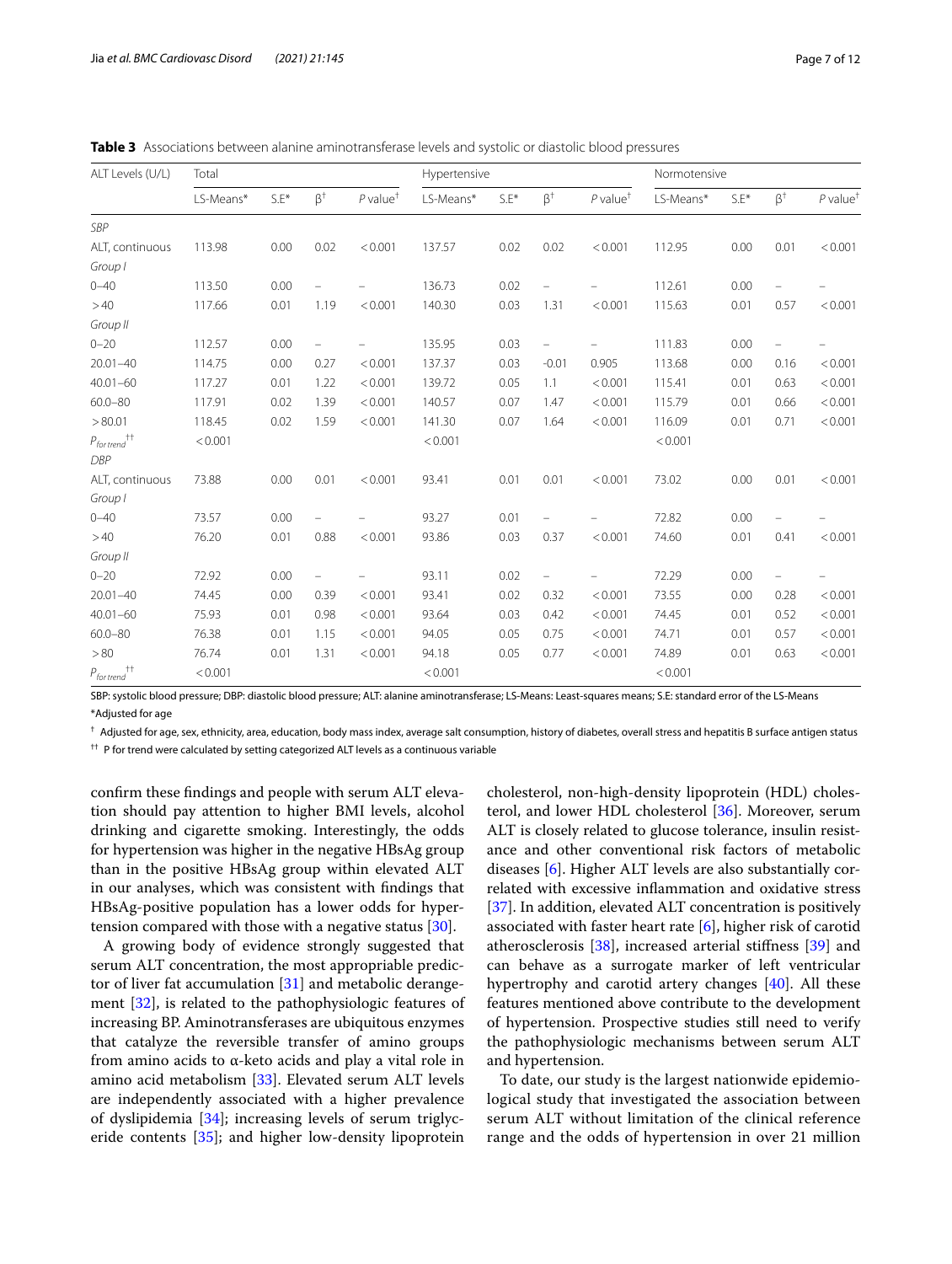**Table 3** Associations between alanine aminotransferase levels and systolic or diastolic blood pressures

| ALT Levels (U/L) | Total | | | | Hypertensive | | | | Normotensive | | | |
|---|---|---|---|---|---|---|---|---|---|---|---|---|
| | LS-Means* | S.E* | β† | *P* value† | LS-Means* | S.E* | β† | *P* value† | LS-Means* | S.E* | β† | *P* value† |
| *SBP* | | | | | | | | | | | | |
| ALT, continuous | 113.98 | 0.00 | 0.02 | < 0.001 | 137.57 | 0.02 | 0.02 | < 0.001 | 112.95 | 0.00 | 0.01 | < 0.001 |
| *Group I* | | | | | | | | | | | | |
| 0–40 | 113.50 | 0.00 | – | – | 136.73 | 0.02 | – | – | 112.61 | 0.00 | – | – |
| > 40 | 117.66 | 0.01 | 1.19 | < 0.001 | 140.30 | 0.03 | 1.31 | < 0.001 | 115.63 | 0.01 | 0.57 | < 0.001 |
| *Group II* | | | | | | | | | | | | |
| 0–20 | 112.57 | 0.00 | – | – | 135.95 | 0.03 | – | – | 111.83 | 0.00 | – | – |
| 20.01–40 | 114.75 | 0.00 | 0.27 | < 0.001 | 137.37 | 0.03 | -0.01 | 0.905 | 113.68 | 0.00 | 0.16 | < 0.001 |
| 40.01–60 | 117.27 | 0.01 | 1.22 | < 0.001 | 139.72 | 0.05 | 1.1 | < 0.001 | 115.41 | 0.01 | 0.63 | < 0.001 |
| 60.0–80 | 117.91 | 0.02 | 1.39 | < 0.001 | 140.57 | 0.07 | 1.47 | < 0.001 | 115.79 | 0.01 | 0.66 | < 0.001 |
| > 80.01 | 118.45 | 0.02 | 1.59 | < 0.001 | 141.30 | 0.07 | 1.64 | < 0.001 | 116.09 | 0.01 | 0.71 | < 0.001 |
| $P_{for\ trend}$†† | < 0.001 | | | | < 0.001 | | | | < 0.001 | | | |
| *DBP* | | | | | | | | | | | | |
| ALT, continuous | 73.88 | 0.00 | 0.01 | < 0.001 | 93.41 | 0.01 | 0.01 | < 0.001 | 73.02 | 0.00 | 0.01 | < 0.001 |
| *Group I* | | | | | | | | | | | | |
| 0–40 | 73.57 | 0.00 | – | – | 93.27 | 0.01 | – | – | 72.82 | 0.00 | – | – |
| > 40 | 76.20 | 0.01 | 0.88 | < 0.001 | 93.86 | 0.03 | 0.37 | < 0.001 | 74.60 | 0.01 | 0.41 | < 0.001 |
| *Group II* | | | | | | | | | | | | |
| 0–20 | 72.92 | 0.00 | – | – | 93.11 | 0.02 | – | – | 72.29 | 0.00 | – | – |
| 20.01–40 | 74.45 | 0.00 | 0.39 | < 0.001 | 93.41 | 0.02 | 0.32 | < 0.001 | 73.55 | 0.00 | 0.28 | < 0.001 |
| 40.01–60 | 75.93 | 0.01 | 0.98 | < 0.001 | 93.64 | 0.03 | 0.42 | < 0.001 | 74.45 | 0.01 | 0.52 | < 0.001 |
| 60.0–80 | 76.38 | 0.01 | 1.15 | < 0.001 | 94.05 | 0.05 | 0.75 | < 0.001 | 74.71 | 0.01 | 0.57 | < 0.001 |
| > 80 | 76.74 | 0.01 | 1.31 | < 0.001 | 94.18 | 0.05 | 0.77 | < 0.001 | 74.89 | 0.01 | 0.63 | < 0.001 |
| $P_{for\ trend}$†† | < 0.001 | | | | < 0.001 | | | | < 0.001 | | | |

SBP: systolic blood pressure; DBP: diastolic blood pressure; ALT: alanine aminotransferase; LS-Means: Least-squares means; S.E: standard error of the LS-Means

*Adjusted for age

† Adjusted for age, sex, ethnicity, area, education, body mass index, average salt consumption, history of diabetes, overall stress and hepatitis B surface antigen status

†† P for trend were calculated by setting categorized ALT levels as a continuous variable

confirm these findings and people with serum ALT elevation should pay attention to higher BMI levels, alcohol drinking and cigarette smoking. Interestingly, the odds for hypertension was higher in the negative HBsAg group than in the positive HBsAg group within elevated ALT in our analyses, which was consistent with findings that HBsAg-positive population has a lower odds for hypertension compared with those with a negative status [30].

A growing body of evidence strongly suggested that serum ALT concentration, the most appropriable predictor of liver fat accumulation [31] and metabolic derangement [32], is related to the pathophysiologic features of increasing BP. Aminotransferases are ubiquitous enzymes that catalyze the reversible transfer of amino groups from amino acids to α-keto acids and play a vital role in amino acid metabolism [33]. Elevated serum ALT levels are independently associated with a higher prevalence of dyslipidemia [34]; increasing levels of serum triglyceride contents [35]; and higher low-density lipoprotein cholesterol, non-high-density lipoprotein (HDL) cholesterol, and lower HDL cholesterol [36]. Moreover, serum ALT is closely related to glucose tolerance, insulin resistance and other conventional risk factors of metabolic diseases [6]. Higher ALT levels are also substantially correlated with excessive inflammation and oxidative stress [37]. In addition, elevated ALT concentration is positively associated with faster heart rate [6], higher risk of carotid atherosclerosis [38], increased arterial stiffness [39] and can behave as a surrogate marker of left ventricular hypertrophy and carotid artery changes [40]. All these features mentioned above contribute to the development of hypertension. Prospective studies still need to verify the pathophysiologic mechanisms between serum ALT and hypertension.

To date, our study is the largest nationwide epidemiological study that investigated the association between serum ALT without limitation of the clinical reference range and the odds of hypertension in over 21 million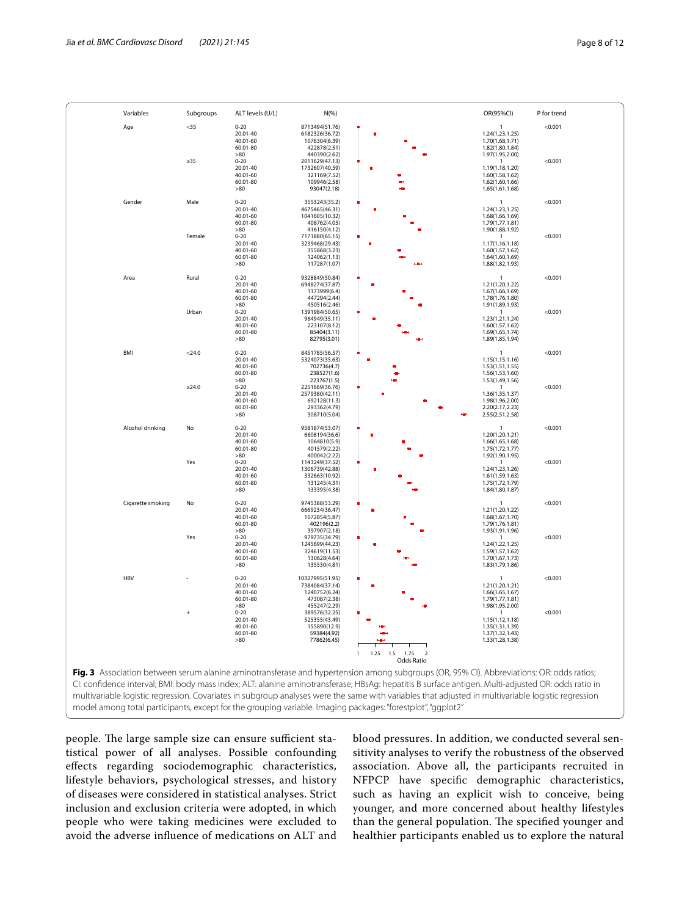| Variables | Subgroups | ALT levels (U/L) | N(%) | OR(95%CI) | P for trend |
|---|---|---|---|---|---|
| Age | <35 | 0-20 | 8713494(51.76) | 1 | <0.001 |
| | | 20.01-40 | 6182326(36.72) | 1.24(1.23,1.25) | |
| | | 40.01-60 | 1076304(6.39) | 1.70(1.68,1.71) | |
| | | 60.01-80 | 422878(2.51) | 1.82(1.80,1.84) | |
| | | >80 | 440390(2.62) | 1.97(1.95,2.00) | |
| | ≥35 | 0-20 | 2011629(47.13) | 1 | <0.001 |
| | | 20.01-40 | 1732607(40.59) | 1.19(1.18,1.20) | |
| | | 40.01-60 | 321169(7.52) | 1.60(1.58,1.62) | |
| | | 60.01-80 | 109946(2.58) | 1.62(1.60,1.66) | |
| | | >80 | 93047(2.18) | 1.65(1.61,1.68) | |
| Gender | Male | 0-20 | 3553243(35.2) | 1 | <0.001 |
| | | 20.01-40 | 4675465(46.31) | 1.24(1.23,1.25) | |
| | | 40.01-60 | 1041605(10.32) | 1.68(1.66,1.69) | |
| | | 60.01-80 | 408762(4.05) | 1.79(1.77,1.81) | |
| | | >80 | 416150(4.12) | 1.90(1.88,1.92) | |
| | Female | 0-20 | 7171880(65.15) | 1 | <0.001 |
| | | 20.01-40 | 3239468(29.43) | 1.17(1.16,1.18) | |
| | | 40.01-60 | 355868(3.23) | 1.60(1.57,1.62) | |
| | | 60.01-80 | 124062(1.13) | 1.64(1.60,1.69) | |
| | | >80 | 117287(1.07) | 1.88(1.82,1.93) | |
| Area | Rural | 0-20 | 9328849(50.84) | 1 | <0.001 |
| | | 20.01-40 | 6948274(37.87) | 1.21(1.20,1.22) | |
| | | 40.01-60 | 1173999(6.4) | 1.67(1.66,1.69) | |
| | | 60.01-80 | 447294(2.44) | 1.78(1.76,1.80) | |
| | | >80 | 450516(2.46) | 1.91(1.89,1.93) | |
| | Urban | 0-20 | 1391984(50.65) | 1 | <0.001 |
| | | 20.01-40 | 964949(35.11) | 1.23(1.21,1.24) | |
| | | 40.01-60 | 223107(8.12) | 1.60(1.57,1.62) | |
| | | 60.01-80 | 85404(3.11) | 1.69(1.65,1.74) | |
| | | >80 | 82795(3.01) | 1.89(1.85,1.94) | |
| BMI | <24.0 | 0-20 | 8451785(56.57) | 1 | <0.001 |
| | | 20.01-40 | 5324073(35.63) | 1.15(1.15,1.16) | |
| | | 40.01-60 | 702736(4.7) | 1.53(1.51,1.55) | |
| | | 60.01-80 | 238527(1.6) | 1.56(1.53,1.60) | |
| | | >80 | 223767(1.5) | 1.53(1.49,1.56) | |
| | ≥24.0 | 0-20 | 2251669(36.76) | 1 | <0.001 |
| | | 20.01-40 | 2579380(42.11) | 1.36(1.35,1.37) | |
| | | 40.01-60 | 692128(11.3) | 1.98(1.96,2.00) | |
| | | 60.01-80 | 293362(4.79) | 2.20(2.17,2.23) | |
| | | >80 | 308710(5.04) | 2.55(2.51,2.58) | |
| Alcohol drinking | No | 0-20 | 9581874(53.07) | 1 | <0.001 |
| | | 20.01-40 | 6608194(36.6) | 1.20(1.20,1.21) | |
| | | 40.01-60 | 1064810(5.9) | 1.66(1.65,1.68) | |
| | | 60.01-80 | 401579(2.22) | 1.75(1.72,1.77) | |
| | | >80 | 400042(2.22) | 1.92(1.90,1.95) | |
| | Yes | 0-20 | 1143249(37.52) | 1 | <0.001 |
| | | 20.01-40 | 1306739(42.88) | 1.24(1.23,1.26) | |
| | | 40.01-60 | 332663(10.92) | 1.61(1.59,1.63) | |
| | | 60.01-80 | 131245(4.31) | 1.75(1.72,1.79) | |
| | | >80 | 133395(4.38) | 1.84(1.80,1.87) | |
| Cigarette smoking | No | 0-20 | 9745388(53.29) | 1 | <0.001 |
| | | 20.01-40 | 6669234(36.47) | 1.21(1.20,1.22) | |
| | | 40.01-60 | 1072854(5.87) | 1.68(1.67,1.70) | |
| | | 60.01-80 | 402196(2.2) | 1.79(1.76,1.81) | |
| | | >80 | 397907(2.18) | 1.93(1.91,1.96) | |
| | Yes | 0-20 | 979735(34.79) | 1 | <0.001 |
| | | 20.01-40 | 1245699(44.23) | 1.24(1.22,1.25) | |
| | | 40.01-60 | 324619(11.53) | 1.59(1.57,1.62) | |
| | | 60.01-80 | 130628(4.64) | 1.70(1.67,1.73) | |
| | | >80 | 135530(4.81) | 1.83(1.79,1.86) | |
| HBV | - | 0-20 | 10327995(51.95) | 1 | <0.001 |
| | | 20.01-40 | 7384084(37.14) | 1.21(1.20,1.21) | |
| | | 40.01-60 | 1240752(6.24) | 1.66(1.65,1.67) | |
| | | 60.01-80 | 473087(2.38) | 1.79(1.77,1.81) | |
| | | >80 | 455247(2.29) | 1.98(1.95,2.00) | |
| | + | 0-20 | 389576(32.25) | 1 | <0.001 |
| | | 20.01-40 | 525355(43.49) | 1.15(1.12,1.18) | |
| | | 40.01-60 | 155890(12.9) | 1.35(1.31,1.39) | |
| | | 60.01-80 | 59384(4.92) | 1.37(1.32,1.43) | |
| | | >80 | 77862(6.45) | 1.33(1.28,1.38) | |

**Fig. 3** Association between serum alanine aminotransferase and hypertension among subgroups (OR, 95% CI). Abbreviations: OR: odds ratios; CI: confidence interval; BMI: body mass index; ALT: alanine aminotransferase; HBsAg: hepatitis B surface antigen. Multi-adjusted OR: odds ratio in multivariable logistic regression. Covariates in subgroup analyses were the same with variables that adjusted in multivariable logistic regression model among total participants, except for the grouping variable. Imaging packages: "forestplot", "ggplot2"

people. The large sample size can ensure sufficient statistical power of all analyses. Possible confounding effects regarding sociodemographic characteristics, lifestyle behaviors, psychological stresses, and history of diseases were considered in statistical analyses. Strict inclusion and exclusion criteria were adopted, in which people who were taking medicines were excluded to avoid the adverse influence of medications on ALT and blood pressures. In addition, we conducted several sensitivity analyses to verify the robustness of the observed association. Above all, the participants recruited in NFPCP have specific demographic characteristics, such as having an explicit wish to conceive, being younger, and more concerned about healthy lifestyles than the general population. The specified younger and healthier participants enabled us to explore the natural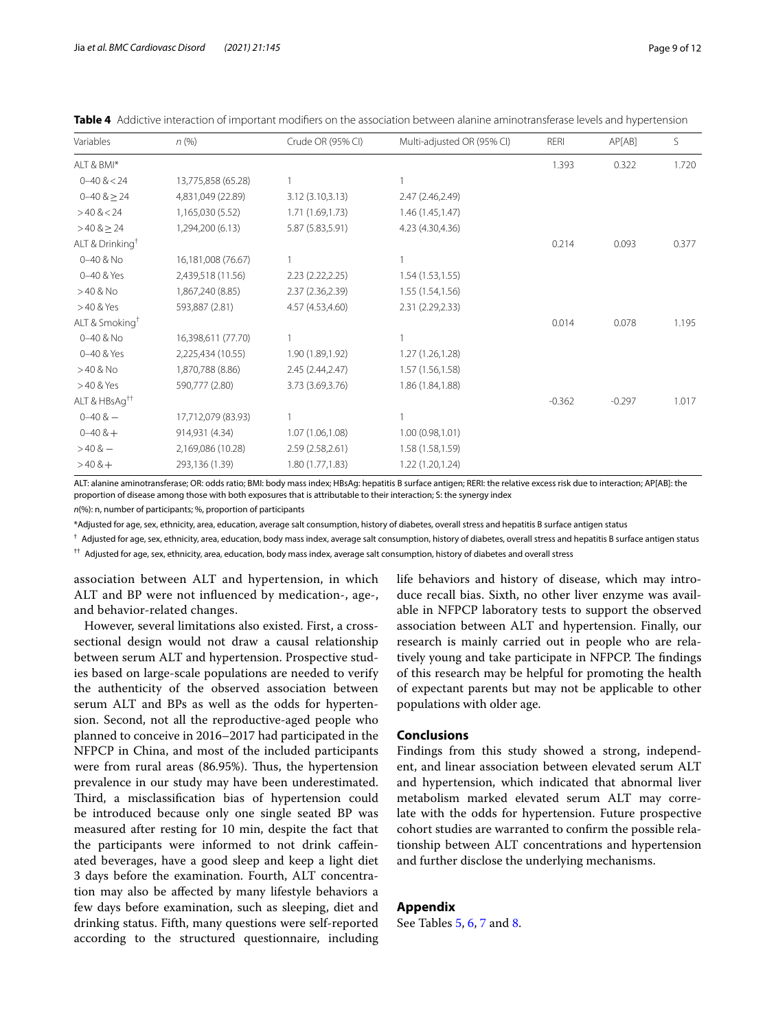**Table 4** Addictive interaction of important modifiers on the association between alanine aminotransferase levels and hypertension

| Variables | n (%) | Crude OR (95% CI) | Multi-adjusted OR (95% CI) | RERI | AP[AB] | S |
|---|---|---|---|---|---|---|
| ALT & BMI* | | | | 1.393 | 0.322 | 1.720 |
| 0–40 & < 24 | 13,775,858 (65.28) | 1 | 1 | | | |
| 0–40 & ≥ 24 | 4,831,049 (22.89) | 3.12 (3.10,3.13) | 2.47 (2.46,2.49) | | | |
| > 40 & < 24 | 1,165,030 (5.52) | 1.71 (1.69,1.73) | 1.46 (1.45,1.47) | | | |
| > 40 & ≥ 24 | 1,294,200 (6.13) | 5.87 (5.83,5.91) | 4.23 (4.30,4.36) | | | |
| ALT & Drinking[†] | | | | 0.214 | 0.093 | 0.377 |
| 0–40 & No | 16,181,008 (76.67) | 1 | 1 | | | |
| 0–40 & Yes | 2,439,518 (11.56) | 2.23 (2.22,2.25) | 1.54 (1.53,1.55) | | | |
| > 40 & No | 1,867,240 (8.85) | 2.37 (2.36,2.39) | 1.55 (1.54,1.56) | | | |
| > 40 & Yes | 593,887 (2.81) | 4.57 (4.53,4.60) | 2.31 (2.29,2.33) | | | |
| ALT & Smoking[†] | | | | 0.014 | 0.078 | 1.195 |
| 0–40 & No | 16,398,611 (77.70) | 1 | 1 | | | |
| 0–40 & Yes | 2,225,434 (10.55) | 1.90 (1.89,1.92) | 1.27 (1.26,1.28) | | | |
| > 40 & No | 1,870,788 (8.86) | 2.45 (2.44,2.47) | 1.57 (1.56,1.58) | | | |
| > 40 & Yes | 590,777 (2.80) | 3.73 (3.69,3.76) | 1.86 (1.84,1.88) | | | |
| ALT & HBsAg[††] | | | | -0.362 | -0.297 | 1.017 |
| 0–40 & − | 17,712,079 (83.93) | 1 | 1 | | | |
| 0–40 & + | 914,931 (4.34) | 1.07 (1.06,1.08) | 1.00 (0.98,1.01) | | | |
| > 40 & − | 2,169,086 (10.28) | 2.59 (2.58,2.61) | 1.58 (1.58,1.59) | | | |
| > 40 & + | 293,136 (1.39) | 1.80 (1.77,1.83) | 1.22 (1.20,1.24) | | | |

ALT: alanine aminotransferase; OR: odds ratio; BMI: body mass index; HBsAg: hepatitis B surface antigen; RERI: the relative excess risk due to interaction; AP[AB]: the proportion of disease among those with both exposures that is attributable to their interaction; S: the synergy index

n(%): n, number of participants; %, proportion of participants

*Adjusted for age, sex, ethnicity, area, education, average salt consumption, history of diabetes, overall stress and hepatitis B surface antigen status

[†] Adjusted for age, sex, ethnicity, area, education, body mass index, average salt consumption, history of diabetes, overall stress and hepatitis B surface antigen status

[††] Adjusted for age, sex, ethnicity, area, education, body mass index, average salt consumption, history of diabetes and overall stress

association between ALT and hypertension, in which ALT and BP were not influenced by medication-, age-, and behavior-related changes.

However, several limitations also existed. First, a cross-sectional design would not draw a causal relationship between serum ALT and hypertension. Prospective studies based on large-scale populations are needed to verify the authenticity of the observed association between serum ALT and BPs as well as the odds for hypertension. Second, not all the reproductive-aged people who planned to conceive in 2016–2017 had participated in the NFPCP in China, and most of the included participants were from rural areas (86.95%). Thus, the hypertension prevalence in our study may have been underestimated. Third, a misclassification bias of hypertension could be introduced because only one single seated BP was measured after resting for 10 min, despite the fact that the participants were informed to not drink caffeinated beverages, have a good sleep and keep a light diet 3 days before the examination. Fourth, ALT concentration may also be affected by many lifestyle behaviors a few days before examination, such as sleeping, diet and drinking status. Fifth, many questions were self-reported according to the structured questionnaire, including life behaviors and history of disease, which may introduce recall bias. Sixth, no other liver enzyme was available in NFPCP laboratory tests to support the observed association between ALT and hypertension. Finally, our research is mainly carried out in people who are relatively young and take participate in NFPCP. The findings of this research may be helpful for promoting the health of expectant parents but may not be applicable to other populations with older age.

## Conclusions

Findings from this study showed a strong, independent, and linear association between elevated serum ALT and hypertension, which indicated that abnormal liver metabolism marked elevated serum ALT may correlate with the odds for hypertension. Future prospective cohort studies are warranted to confirm the possible relationship between ALT concentrations and hypertension and further disclose the underlying mechanisms.

## Appendix

See Tables 5, 6, 7 and 8.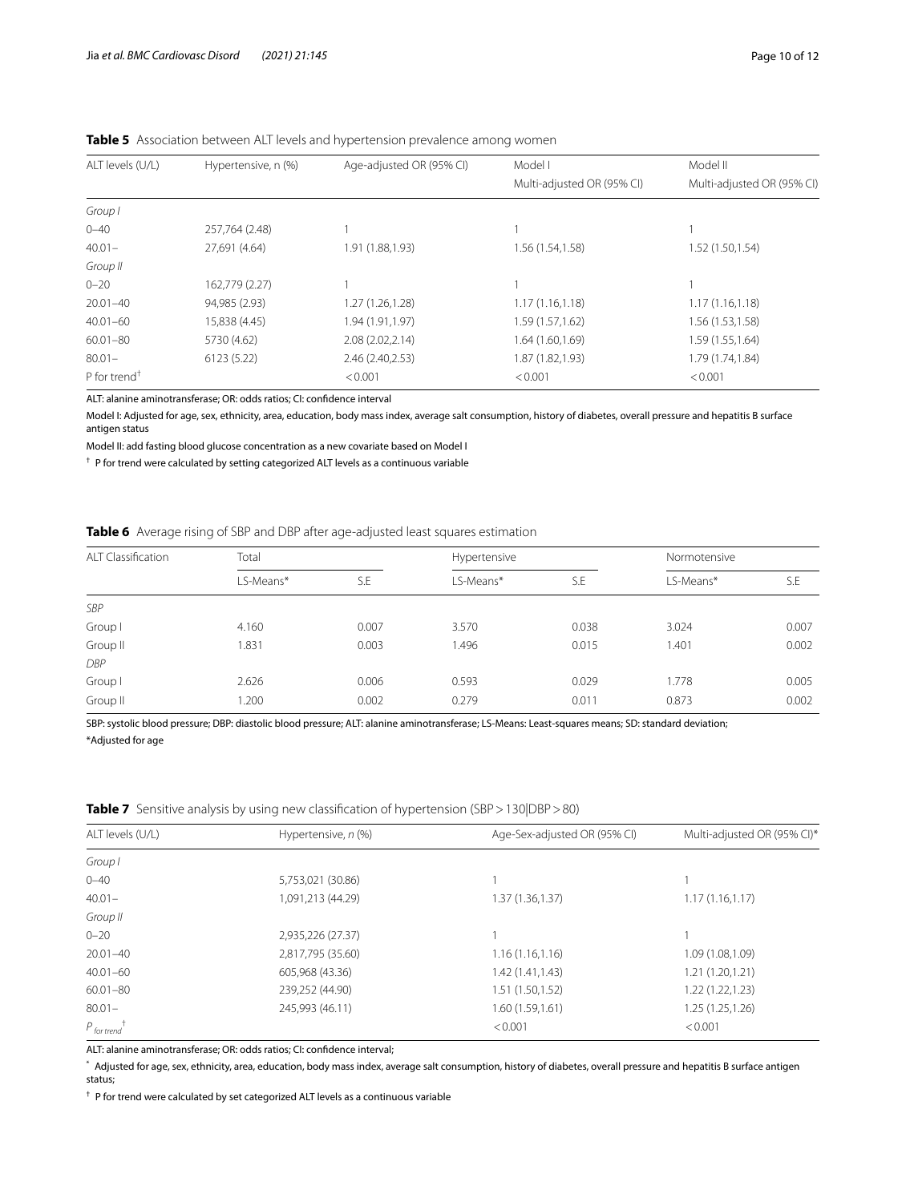**Table 5** Association between ALT levels and hypertension prevalence among women

| ALT levels (U/L) | Hypertensive, n (%) | Age-adjusted OR (95% CI) | Model I<br>Multi-adjusted OR (95% CI) | Model II<br>Multi-adjusted OR (95% CI) |
|---|---|---|---|---|
| *Group I* | | | | |
| 0–40 | 257,764 (2.48) | 1 | 1 | 1 |
| 40.01– | 27,691 (4.64) | 1.91 (1.88,1.93) | 1.56 (1.54,1.58) | 1.52 (1.50,1.54) |
| *Group II* | | | | |
| 0–20 | 162,779 (2.27) | 1 | 1 | 1 |
| 20.01–40 | 94,985 (2.93) | 1.27 (1.26,1.28) | 1.17 (1.16,1.18) | 1.17 (1.16,1.18) |
| 40.01–60 | 15,838 (4.45) | 1.94 (1.91,1.97) | 1.59 (1.57,1.62) | 1.56 (1.53,1.58) |
| 60.01–80 | 5730 (4.62) | 2.08 (2.02,2.14) | 1.64 (1.60,1.69) | 1.59 (1.55,1.64) |
| 80.01– | 6123 (5.22) | 2.46 (2.40,2.53) | 1.87 (1.82,1.93) | 1.79 (1.74,1.84) |
| P for trend† | | < 0.001 | < 0.001 | < 0.001 |

ALT: alanine aminotransferase; OR: odds ratios; CI: confidence interval

Model I: Adjusted for age, sex, ethnicity, area, education, body mass index, average salt consumption, history of diabetes, overall pressure and hepatitis B surface antigen status

Model II: add fasting blood glucose concentration as a new covariate based on Model I

† P for trend were calculated by setting categorized ALT levels as a continuous variable

**Table 6** Average rising of SBP and DBP after age-adjusted least squares estimation

| ALT Classification | Total | | Hypertensive | | Normotensive | |
|---|---|---|---|---|---|---|
| | LS-Means* | S.E | LS-Means* | S.E | LS-Means* | S.E |
| *SBP* | | | | | | |
| Group I | 4.160 | 0.007 | 3.570 | 0.038 | 3.024 | 0.007 |
| Group II | 1.831 | 0.003 | 1.496 | 0.015 | 1.401 | 0.002 |
| *DBP* | | | | | | |
| Group I | 2.626 | 0.006 | 0.593 | 0.029 | 1.778 | 0.005 |
| Group II | 1.200 | 0.002 | 0.279 | 0.011 | 0.873 | 0.002 |

SBP: systolic blood pressure; DBP: diastolic blood pressure; ALT: alanine aminotransferase; LS-Means: Least-squares means; SD: standard deviation;

*Adjusted for age

**Table 7** Sensitive analysis by using new classification of hypertension (SBP > 130|DBP > 80)

| ALT levels (U/L) | Hypertensive, *n* (%) | Age-Sex-adjusted OR (95% CI) | Multi-adjusted OR (95% CI)* |
|---|---|---|---|
| *Group I* | | | |
| 0–40 | 5,753,021 (30.86) | 1 | 1 |
| 40.01– | 1,091,213 (44.29) | 1.37 (1.36,1.37) | 1.17 (1.16,1.17) |
| *Group II* | | | |
| 0–20 | 2,935,226 (27.37) | 1 | 1 |
| 20.01–40 | 2,817,795 (35.60) | 1.16 (1.16,1.16) | 1.09 (1.08,1.09) |
| 40.01–60 | 605,968 (43.36) | 1.42 (1.41,1.43) | 1.21 (1.20,1.21) |
| 60.01–80 | 239,252 (44.90) | 1.51 (1.50,1.52) | 1.22 (1.22,1.23) |
| 80.01– | 245,993 (46.11) | 1.60 (1.59,1.61) | 1.25 (1.25,1.26) |
| $P_{for\ trend}$ † | | < 0.001 | < 0.001 |

ALT: alanine aminotransferase; OR: odds ratios; CI: confidence interval;

\* Adjusted for age, sex, ethnicity, area, education, body mass index, average salt consumption, history of diabetes, overall pressure and hepatitis B surface antigen status;

† P for trend were calculated by set categorized ALT levels as a continuous variable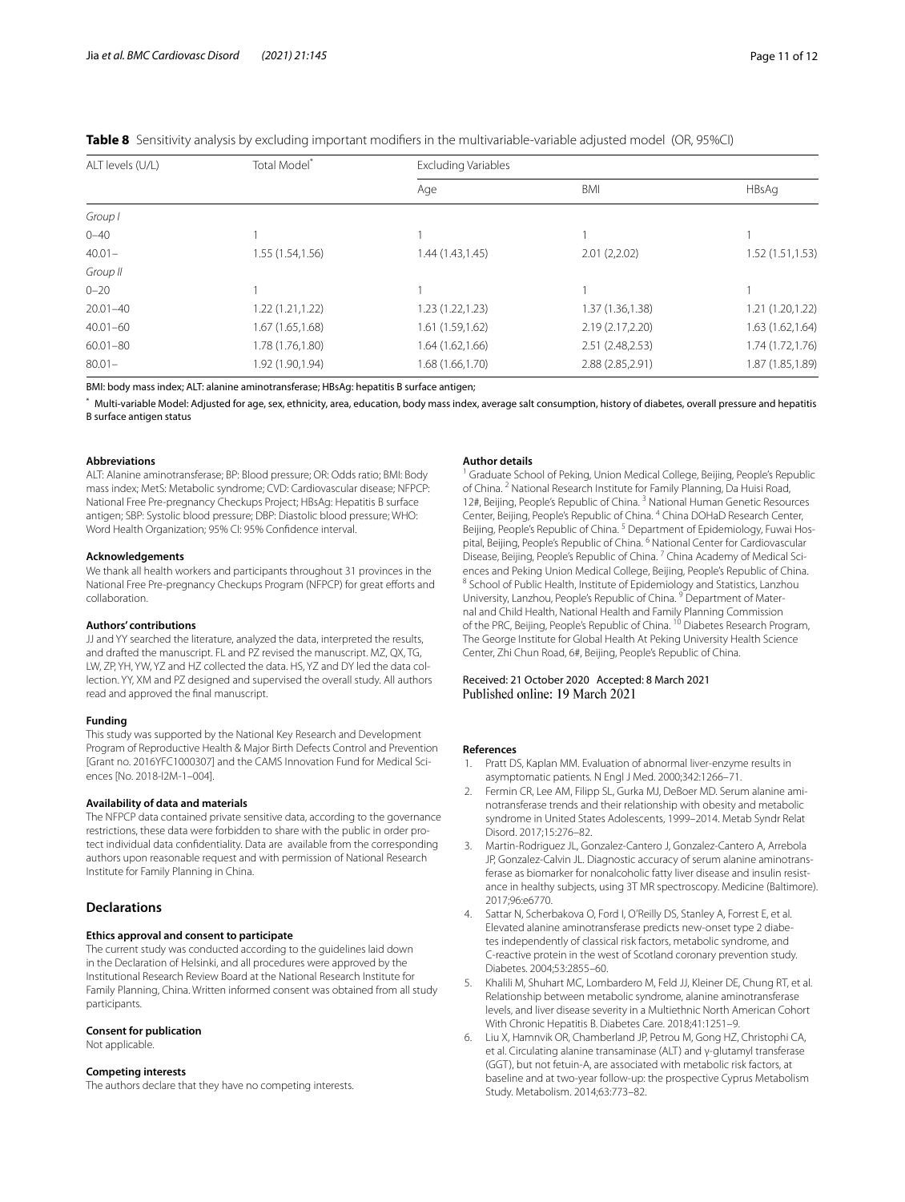**Table 8** Sensitivity analysis by excluding important modifiers in the multivariable-variable adjusted model (OR, 95%CI)

| ALT levels (U/L) | Total Model* | Excluding Variables | | |
|---|---|---|---|---|
| | | Age | BMI | HBsAg |
| *Group I* | | | | |
| 0–40 | 1 | 1 | 1 | 1 |
| 40.01– | 1.55 (1.54,1.56) | 1.44 (1.43,1.45) | 2.01 (2,2.02) | 1.52 (1.51,1.53) |
| *Group II* | | | | |
| 0–20 | 1 | 1 | 1 | 1 |
| 20.01–40 | 1.22 (1.21,1.22) | 1.23 (1.22,1.23) | 1.37 (1.36,1.38) | 1.21 (1.20,1.22) |
| 40.01–60 | 1.67 (1.65,1.68) | 1.61 (1.59,1.62) | 2.19 (2.17,2.20) | 1.63 (1.62,1.64) |
| 60.01–80 | 1.78 (1.76,1.80) | 1.64 (1.62,1.66) | 2.51 (2.48,2.53) | 1.74 (1.72,1.76) |
| 80.01– | 1.92 (1.90,1.94) | 1.68 (1.66,1.70) | 2.88 (2.85,2.91) | 1.87 (1.85,1.89) |

BMI: body mass index; ALT: alanine aminotransferase; HBsAg: hepatitis B surface antigen;

* Multi-variable Model: Adjusted for age, sex, ethnicity, area, education, body mass index, average salt consumption, history of diabetes, overall pressure and hepatitis B surface antigen status

#### Abbreviations

ALT: Alanine aminotransferase; BP: Blood pressure; OR: Odds ratio; BMI: Body mass index; MetS: Metabolic syndrome; CVD: Cardiovascular disease; NFPCP: National Free Pre-pregnancy Checkups Project; HBsAg: Hepatitis B surface antigen; SBP: Systolic blood pressure; DBP: Diastolic blood pressure; WHO: Word Health Organization; 95% CI: 95% Confidence interval.

#### Acknowledgements

We thank all health workers and participants throughout 31 provinces in the National Free Pre-pregnancy Checkups Program (NFPCP) for great efforts and collaboration.

#### Authors' contributions

JJ and YY searched the literature, analyzed the data, interpreted the results, and drafted the manuscript. FL and PZ revised the manuscript. MZ, QX, TG, LW, ZP, YH, YW, YZ and HZ collected the data. HS, YZ and DY led the data collection. YY, XM and PZ designed and supervised the overall study. All authors read and approved the final manuscript.

#### Funding

This study was supported by the National Key Research and Development Program of Reproductive Health & Major Birth Defects Control and Prevention [Grant no. 2016YFC1000307] and the CAMS Innovation Fund for Medical Sciences [No. 2018-I2M-1–004].

#### Availability of data and materials

The NFPCP data contained private sensitive data, according to the governance restrictions, these data were forbidden to share with the public in order protect individual data confidentiality. Data are available from the corresponding authors upon reasonable request and with permission of National Research Institute for Family Planning in China.

## Declarations

#### Ethics approval and consent to participate

The current study was conducted according to the guidelines laid down in the Declaration of Helsinki, and all procedures were approved by the Institutional Research Review Board at the National Research Institute for Family Planning, China. Written informed consent was obtained from all study participants.

#### Consent for publication

Not applicable.

#### Competing interests

The authors declare that they have no competing interests.

#### Author details

[1] Graduate School of Peking, Union Medical College, Beijing, People's Republic of China. [2] National Research Institute for Family Planning, Da Huisi Road, 12#, Beijing, People's Republic of China. [3] National Human Genetic Resources Center, Beijing, People's Republic of China. [4] China DOHaD Research Center, Beijing, People's Republic of China. [5] Department of Epidemiology, Fuwai Hospital, Beijing, People's Republic of China. [6] National Center for Cardiovascular Disease, Beijing, People's Republic of China. [7] China Academy of Medical Sciences and Peking Union Medical College, Beijing, People's Republic of China. [8] School of Public Health, Institute of Epidemiology and Statistics, Lanzhou University, Lanzhou, People's Republic of China. [9] Department of Maternal and Child Health, National Health and Family Planning Commission of the PRC, Beijing, People's Republic of China. [10] Diabetes Research Program, The George Institute for Global Health At Peking University Health Science Center, Zhi Chun Road, 6#, Beijing, People's Republic of China.

Received: 21 October 2020 Accepted: 8 March 2021
Published online: 19 March 2021

#### References

1. Pratt DS, Kaplan MM. Evaluation of abnormal liver-enzyme results in asymptomatic patients. N Engl J Med. 2000;342:1266–71.
2. Fermin CR, Lee AM, Filipp SL, Gurka MJ, DeBoer MD. Serum alanine aminotransferase trends and their relationship with obesity and metabolic syndrome in United States Adolescents, 1999–2014. Metab Syndr Relat Disord. 2017;15:276–82.
3. Martin-Rodriguez JL, Gonzalez-Cantero J, Gonzalez-Cantero A, Arrebola JP, Gonzalez-Calvin JL. Diagnostic accuracy of serum alanine aminotransferase as biomarker for nonalcoholic fatty liver disease and insulin resistance in healthy subjects, using 3T MR spectroscopy. Medicine (Baltimore). 2017;96:e6770.
4. Sattar N, Scherbakova O, Ford I, O'Reilly DS, Stanley A, Forrest E, et al. Elevated alanine aminotransferase predicts new-onset type 2 diabetes independently of classical risk factors, metabolic syndrome, and C-reactive protein in the west of Scotland coronary prevention study. Diabetes. 2004;53:2855–60.
5. Khalili M, Shuhart MC, Lombardero M, Feld JJ, Kleiner DE, Chung RT, et al. Relationship between metabolic syndrome, alanine aminotransferase levels, and liver disease severity in a Multiethnic North American Cohort With Chronic Hepatitis B. Diabetes Care. 2018;41:1251–9.
6. Liu X, Hamnvik OR, Chamberland JP, Petrou M, Gong HZ, Christophi CA, et al. Circulating alanine transaminase (ALT) and γ-glutamyl transferase (GGT), but not fetuin-A, are associated with metabolic risk factors, at baseline and at two-year follow-up: the prospective Cyprus Metabolism Study. Metabolism. 2014;63:773–82.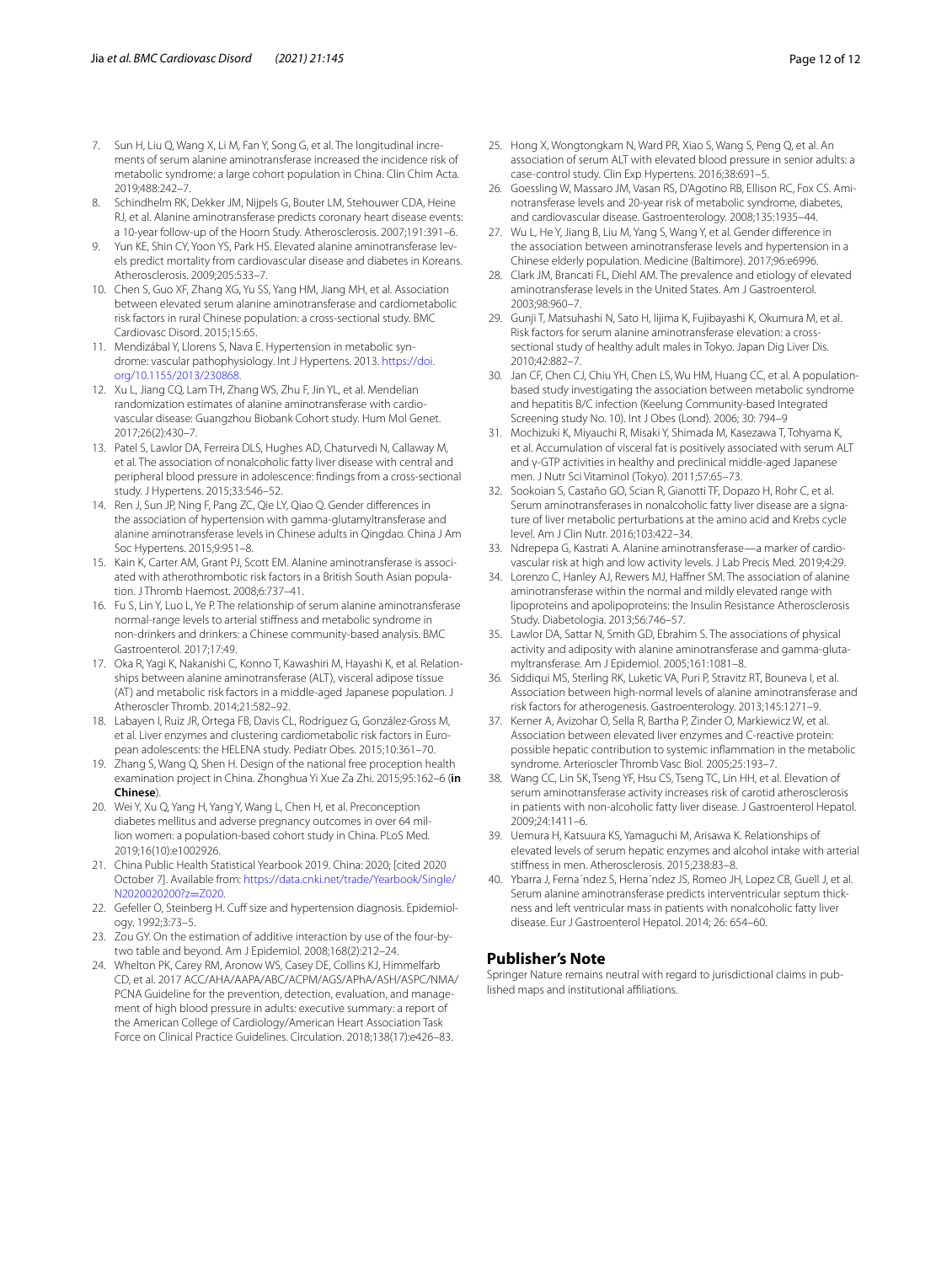7. Sun H, Liu Q, Wang X, Li M, Fan Y, Song G, et al. The longitudinal increments of serum alanine aminotransferase increased the incidence risk of metabolic syndrome: a large cohort population in China. Clin Chim Acta. 2019;488:242–7.
8. Schindhelm RK, Dekker JM, Nijpels G, Bouter LM, Stehouwer CDA, Heine RJ, et al. Alanine aminotransferase predicts coronary heart disease events: a 10-year follow-up of the Hoorn Study. Atherosclerosis. 2007;191:391–6.
9. Yun KE, Shin CY, Yoon YS, Park HS. Elevated alanine aminotransferase levels predict mortality from cardiovascular disease and diabetes in Koreans. Atherosclerosis. 2009;205:533–7.
10. Chen S, Guo XF, Zhang XG, Yu SS, Yang HM, Jiang MH, et al. Association between elevated serum alanine aminotransferase and cardiometabolic risk factors in rural Chinese population: a cross-sectional study. BMC Cardiovasc Disord. 2015;15:65.
11. Mendizábal Y, Llorens S, Nava E. Hypertension in metabolic syndrome: vascular pathophysiology. Int J Hypertens. 2013. https://doi.org/10.1155/2013/230868.
12. Xu L, Jiang CQ, Lam TH, Zhang WS, Zhu F, Jin YL, et al. Mendelian randomization estimates of alanine aminotransferase with cardiovascular disease: Guangzhou Biobank Cohort study. Hum Mol Genet. 2017;26(2):430–7.
13. Patel S, Lawlor DA, Ferreira DLS, Hughes AD, Chaturvedi N, Callaway M, et al. The association of nonalcoholic fatty liver disease with central and peripheral blood pressure in adolescence: findings from a cross-sectional study. J Hypertens. 2015;33:546–52.
14. Ren J, Sun JP, Ning F, Pang ZC, Qie LY, Qiao Q. Gender differences in the association of hypertension with gamma-glutamyltransferase and alanine aminotransferase levels in Chinese adults in Qingdao. China J Am Soc Hypertens. 2015;9:951–8.
15. Kain K, Carter AM, Grant PJ, Scott EM. Alanine aminotransferase is associated with atherothrombotic risk factors in a British South Asian population. J Thromb Haemost. 2008;6:737–41.
16. Fu S, Lin Y, Luo L, Ye P. The relationship of serum alanine aminotransferase normal-range levels to arterial stiffness and metabolic syndrome in non-drinkers and drinkers: a Chinese community-based analysis. BMC Gastroenterol. 2017;17:49.
17. Oka R, Yagi K, Nakanishi C, Konno T, Kawashiri M, Hayashi K, et al. Relationships between alanine aminotransferase (ALT), visceral adipose tissue (AT) and metabolic risk factors in a middle-aged Japanese population. J Atheroscler Thromb. 2014;21:582–92.
18. Labayen I, Ruiz JR, Ortega FB, Davis CL, Rodríguez G, González-Gross M, et al. Liver enzymes and clustering cardiometabolic risk factors in European adolescents: the HELENA study. Pediatr Obes. 2015;10:361–70.
19. Zhang S, Wang Q, Shen H. Design of the national free proception health examination project in China. Zhonghua Yi Xue Za Zhi. 2015;95:162–6 (**in Chinese**).
20. Wei Y, Xu Q, Yang H, Yang Y, Wang L, Chen H, et al. Preconception diabetes mellitus and adverse pregnancy outcomes in over 64 million women: a population-based cohort study in China. PLoS Med. 2019;16(10):e1002926.
21. China Public Health Statistical Yearbook 2019. China: 2020; [cited 2020 October 7]. Available from: https://data.cnki.net/trade/Yearbook/Single/N2020020200?z=Z020.
22. Gefeller O, Steinberg H. Cuff size and hypertension diagnosis. Epidemiology. 1992;3:73–5.
23. Zou GY. On the estimation of additive interaction by use of the four-by-two table and beyond. Am J Epidemiol. 2008;168(2):212–24.
24. Whelton PK, Carey RM, Aronow WS, Casey DE, Collins KJ, Himmelfarb CD, et al. 2017 ACC/AHA/AAPA/ABC/ACPM/AGS/APhA/ASH/ASPC/NMA/PCNA Guideline for the prevention, detection, evaluation, and management of high blood pressure in adults: executive summary: a report of the American College of Cardiology/American Heart Association Task Force on Clinical Practice Guidelines. Circulation. 2018;138(17):e426–83.
25. Hong X, Wongtongkam N, Ward PR, Xiao S, Wang S, Peng Q, et al. An association of serum ALT with elevated blood pressure in senior adults: a case-control study. Clin Exp Hypertens. 2016;38:691–5.
26. Goessling W, Massaro JM, Vasan RS, D'Agotino RB, Ellison RC, Fox CS. Aminotransferase levels and 20-year risk of metabolic syndrome, diabetes, and cardiovascular disease. Gastroenterology. 2008;135:1935–44.
27. Wu L, He Y, Jiang B, Liu M, Yang S, Wang Y, et al. Gender difference in the association between aminotransferase levels and hypertension in a Chinese elderly population. Medicine (Baltimore). 2017;96:e6996.
28. Clark JM, Brancati FL, Diehl AM. The prevalence and etiology of elevated aminotransferase levels in the United States. Am J Gastroenterol. 2003;98:960–7.
29. Gunji T, Matsuhashi N, Sato H, Iijima K, Fujibayashi K, Okumura M, et al. Risk factors for serum alanine aminotransferase elevation: a cross-sectional study of healthy adult males in Tokyo. Japan Dig Liver Dis. 2010;42:882–7.
30. Jan CF, Chen CJ, Chiu YH, Chen LS, Wu HM, Huang CC, et al. A population-based study investigating the association between metabolic syndrome and hepatitis B/C infection (Keelung Community-based Integrated Screening study No. 10). Int J Obes (Lond). 2006; 30: 794–9
31. Mochizuki K, Miyauchi R, Misaki Y, Shimada M, Kasezawa T, Tohyama K, et al. Accumulation of visceral fat is positively associated with serum ALT and γ-GTP activities in healthy and preclinical middle-aged Japanese men. J Nutr Sci Vitaminol (Tokyo). 2011;57:65–73.
32. Sookoian S, Castaño GO, Scian R, Gianotti TF, Dopazo H, Rohr C, et al. Serum aminotransferases in nonalcoholic fatty liver disease are a signature of liver metabolic perturbations at the amino acid and Krebs cycle level. Am J Clin Nutr. 2016;103:422–34.
33. Ndrepepa G, Kastrati A. Alanine aminotransferase—a marker of cardiovascular risk at high and low activity levels. J Lab Precis Med. 2019;4:29.
34. Lorenzo C, Hanley AJ, Rewers MJ, Haffner SM. The association of alanine aminotransferase within the normal and mildly elevated range with lipoproteins and apolipoproteins: the Insulin Resistance Atherosclerosis Study. Diabetologia. 2013;56:746–57.
35. Lawlor DA, Sattar N, Smith GD, Ebrahim S. The associations of physical activity and adiposity with alanine aminotransferase and gamma-glutamyltransferase. Am J Epidemiol. 2005;161:1081–8.
36. Siddiqui MS, Sterling RK, Luketic VA, Puri P, Stravitz RT, Bouneva I, et al. Association between high-normal levels of alanine aminotransferase and risk factors for atherogenesis. Gastroenterology. 2013;145:1271–9.
37. Kerner A, Avizohar O, Sella R, Bartha P, Zinder O, Markiewicz W, et al. Association between elevated liver enzymes and C-reactive protein: possible hepatic contribution to systemic inflammation in the metabolic syndrome. Arterioscler Thromb Vasc Biol. 2005;25:193–7.
38. Wang CC, Lin SK, Tseng YF, Hsu CS, Tseng TC, Lin HH, et al. Elevation of serum aminotransferase activity increases risk of carotid atherosclerosis in patients with non-alcoholic fatty liver disease. J Gastroenterol Hepatol. 2009;24:1411–6.
39. Uemura H, Katsuura KS, Yamaguchi M, Arisawa K. Relationships of elevated levels of serum hepatic enzymes and alcohol intake with arterial stiffness in men. Atherosclerosis. 2015;238:83–8.
40. Ybarra J, Ferna´ndez S, Herna´ndez JS, Romeo JH, Lopez CB, Guell J, et al. Serum alanine aminotransferase predicts interventricular septum thickness and left ventricular mass in patients with nonalcoholic fatty liver disease. Eur J Gastroenterol Hepatol. 2014; 26: 654–60.

## Publisher's Note

Springer Nature remains neutral with regard to jurisdictional claims in published maps and institutional affiliations.